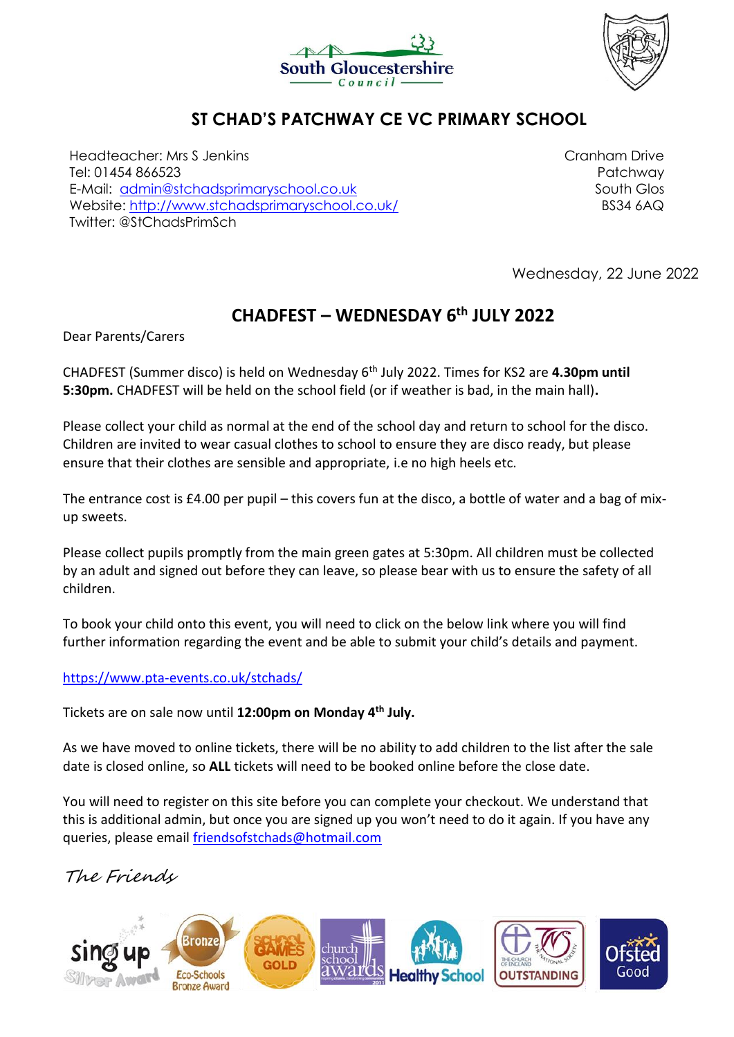South Gloucestershire Council

# ST CHAD'S PATCHWAY CE VC PRIMARY SCHOOL

Headteacher: Mrs S Jenkins
Tel: 01454 866523
E-Mail: admin@stchadsprimaryschool.co.uk
Website: http://www.stchadsprimaryschool.co.uk/
Twitter: @StChadsPrimSch

Cranham Drive
Patchway
South Glos
BS34 6AQ

Wednesday, 22 June 2022

## CHADFEST – WEDNESDAY 6th JULY 2022

Dear Parents/Carers

CHADFEST (Summer disco) is held on Wednesday 6th July 2022. Times for KS2 are **4.30pm until 5:30pm.** CHADFEST will be held on the school field (or if weather is bad, in the main hall)**.**

Please collect your child as normal at the end of the school day and return to school for the disco. Children are invited to wear casual clothes to school to ensure they are disco ready, but please ensure that their clothes are sensible and appropriate, i.e no high heels etc.

The entrance cost is £4.00 per pupil – this covers fun at the disco, a bottle of water and a bag of mix-up sweets.

Please collect pupils promptly from the main green gates at 5:30pm. All children must be collected by an adult and signed out before they can leave, so please bear with us to ensure the safety of all children.

To book your child onto this event, you will need to click on the below link where you will find further information regarding the event and be able to submit your child's details and payment.

https://www.pta-events.co.uk/stchads/

Tickets are on sale now until **12:00pm on Monday 4th July.**

As we have moved to online tickets, there will be no ability to add children to the list after the sale date is closed online, so **ALL** tickets will need to be booked online before the close date.

You will need to register on this site before you can complete your checkout. We understand that this is additional admin, but once you are signed up you won't need to do it again. If you have any queries, please email friendsofstchads@hotmail.com

*The Friends*

Sing up Silver Award | Bronze Eco-Schools Bronze Award | School Games Gold | church school awards 2011 | Healthy School | The Church of England The National Society Outstanding | Ofsted Good